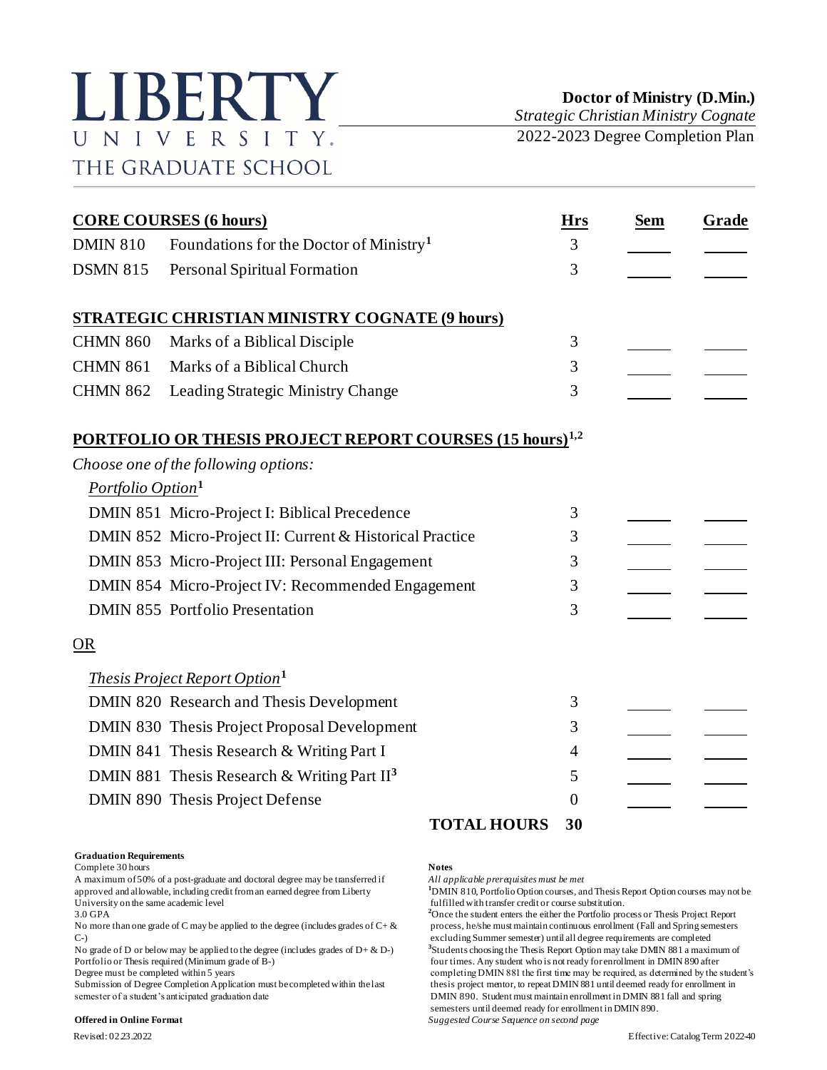# LIBERTY UNIVERSITY. THE GRADUATE SCHOOL

**Doctor of Ministry (D.Min.)**
*Strategic Christian Ministry Cognate*
2022-2023 Degree Completion Plan

| **CORE COURSES (6 hours)** | | **Hrs** | **Sem** | **Grade** |
|---|---|---|---|---|
| DMIN 810 | Foundations for the Doctor of Ministry[1] | 3 | | |
| DSMN 815 | Personal Spiritual Formation | 3 | | |
| **STRATEGIC CHRISTIAN MINISTRY COGNATE (9 hours)** | | | | |
| CHMN 860 | Marks of a Biblical Disciple | 3 | | |
| CHMN 861 | Marks of a Biblical Church | 3 | | |
| CHMN 862 | Leading Strategic Ministry Change | 3 | | |
| **PORTFOLIO OR THESIS PROJECT REPORT COURSES (15 hours)[1,2]** | | | | |
| *Choose one of the following options:* | | | | |
| *Portfolio Option[1]* | | | | |
| DMIN 851 | Micro-Project I: Biblical Precedence | 3 | | |
| DMIN 852 | Micro-Project II: Current & Historical Practice | 3 | | |
| DMIN 853 | Micro-Project III: Personal Engagement | 3 | | |
| DMIN 854 | Micro-Project IV: Recommended Engagement | 3 | | |
| DMIN 855 | Portfolio Presentation | 3 | | |
| OR | | | | |
| *Thesis Project Report Option[1]* | | | | |
| DMIN 820 | Research and Thesis Development | 3 | | |
| DMIN 830 | Thesis Project Proposal Development | 3 | | |
| DMIN 841 | Thesis Research & Writing Part I | 4 | | |
| DMIN 881 | Thesis Research & Writing Part II[3] | 5 | | |
| DMIN 890 | Thesis Project Defense | 0 | | |
| | **TOTAL HOURS** | **30** | | |

**Graduation Requirements**

Complete 30 hours
A maximum of 50% of a post-graduate and doctoral degree may be transferred if approved and allowable, including credit from an earned degree from Liberty University on the same academic level
3.0 GPA
No more than one grade of C may be applied to the degree (includes grades of C+ & C-)
No grade of D or below may be applied to the degree (includes grades of D+ & D-)
Portfolio or Thesis required (Minimum grade of B-)
Degree must be completed within 5 years
Submission of Degree Completion Application must be completed within the last semester of a student's anticipated graduation date

**Offered in Online Format**

**Notes**

*All applicable prerequisites must be met*
[1]DMIN 810, Portfolio Option courses, and Thesis Report Option courses may not be fulfilled with transfer credit or course substitution.
[2]Once the student enters the either the Portfolio process or Thesis Project Report process, he/she must maintain continuous enrollment (Fall and Spring semesters excluding Summer semester) until all degree requirements are completed
[3]Students choosing the Thesis Report Option may take DMIN 881 a maximum of four times. Any student who is not ready for enrollment in DMIN 890 after completing DMIN 881 the first time may be required, as determined by the student's thesis project mentor, to repeat DMIN 881 until deemed ready for enrollment in DMIN 890. Student must maintain enrollment in DMIN 881 fall and spring semesters until deemed ready for enrollment in DMIN 890.
*Suggested Course Sequence on second page*

Revised: 02.23.2022

Effective: Catalog Term 2022-40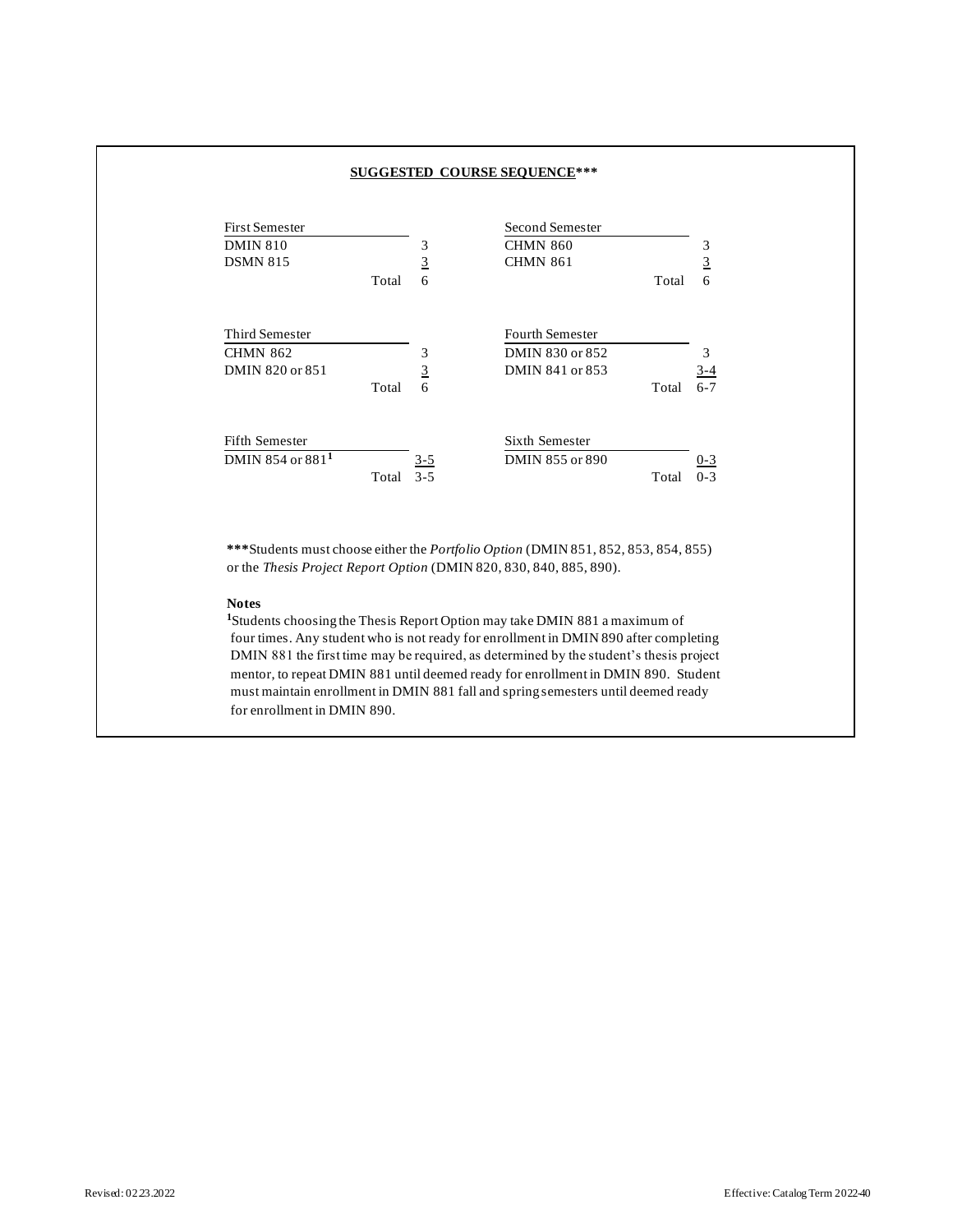## SUGGESTED COURSE SEQUENCE***

| First Semester | | Second Semester | |
|---|---|---|---|
| DMIN 810 | 3 | CHMN 860 | 3 |
| DSMN 815 | 3 | CHMN 861 | 3 |
| Total | 6 | Total | 6 |

| Third Semester | | Fourth Semester | |
|---|---|---|---|
| CHMN 862 | 3 | DMIN 830 or 852 | 3 |
| DMIN 820 or 851 | 3 | DMIN 841 or 853 | 3-4 |
| Total | 6 | Total | 6-7 |

| Fifth Semester | | Sixth Semester | |
|---|---|---|---|
| DMIN 854 or 881[1] | 3-5 | DMIN 855 or 890 | 0-3 |
| Total | 3-5 | Total | 0-3 |

*****Students must choose either the *Portfolio Option* (DMIN 851, 852, 853, 854, 855) or the *Thesis Project Report Option* (DMIN 820, 830, 840, 885, 890).

**Notes**

[1]Students choosing the Thesis Report Option may take DMIN 881 a maximum of four times. Any student who is not ready for enrollment in DMIN 890 after completing DMIN 881 the first time may be required, as determined by the student's thesis project mentor, to repeat DMIN 881 until deemed ready for enrollment in DMIN 890. Student must maintain enrollment in DMIN 881 fall and spring semesters until deemed ready for enrollment in DMIN 890.

Revised: 02.23.2022

Effective: Catalog Term 2022-40